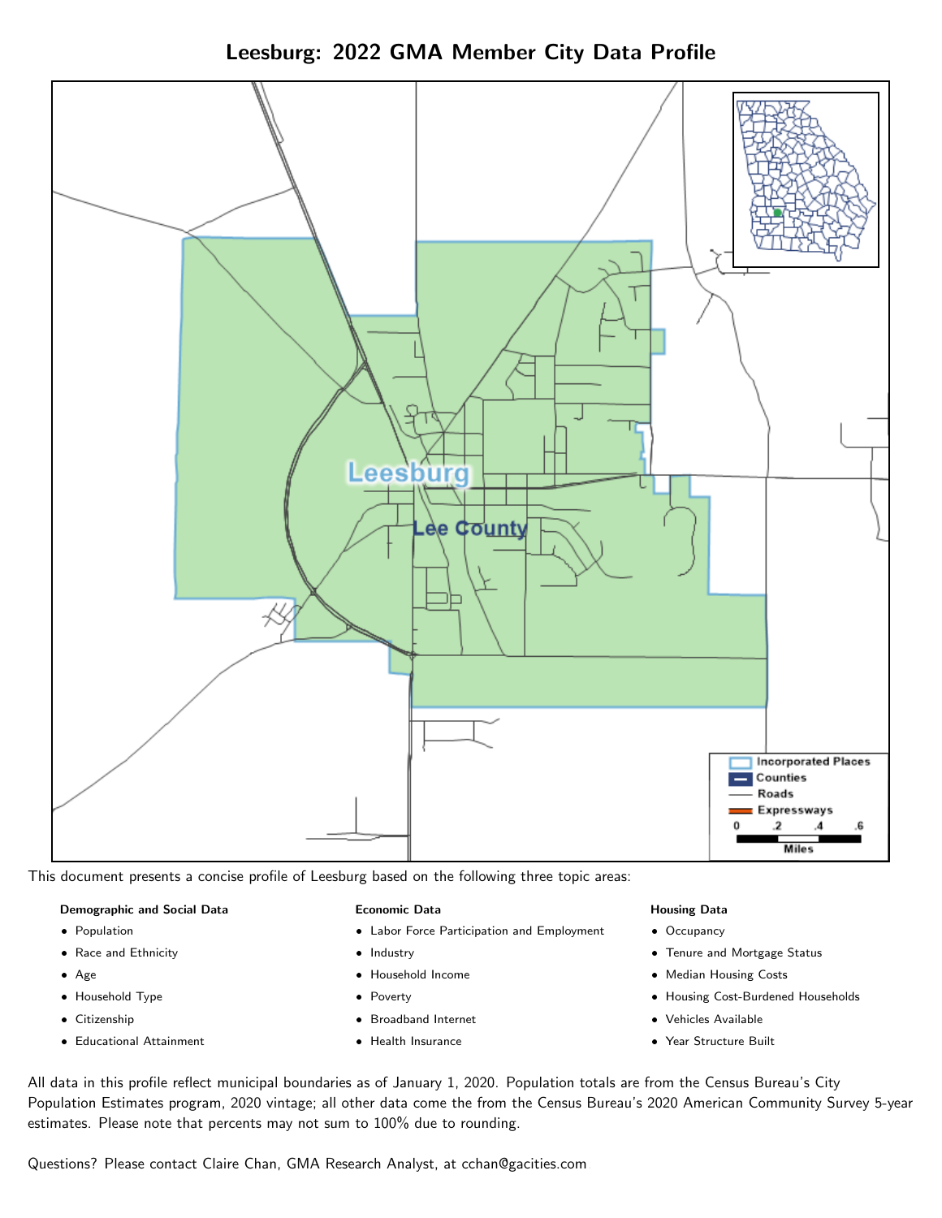# Leesburg: 2022 GMA Member City Data Profile

This document presents a concise profile of Leesburg based on the following three topic areas:

**Demographic and Social Data**

- Population
- Race and Ethnicity
- Age
- Household Type
- Citizenship
- Educational Attainment

**Economic Data**

- Labor Force Participation and Employment
- Industry
- Household Income
- Poverty
- Broadband Internet
- Health Insurance

**Housing Data**

- Occupancy
- Tenure and Mortgage Status
- Median Housing Costs
- Housing Cost-Burdened Households
- Vehicles Available
- Year Structure Built

All data in this profile reflect municipal boundaries as of January 1, 2020. Population totals are from the Census Bureau's City Population Estimates program, 2020 vintage; all other data come the from the Census Bureau's 2020 American Community Survey 5-year estimates. Please note that percents may not sum to 100% due to rounding.

Questions? Please contact Claire Chan, GMA Research Analyst, at cchan@gacities.com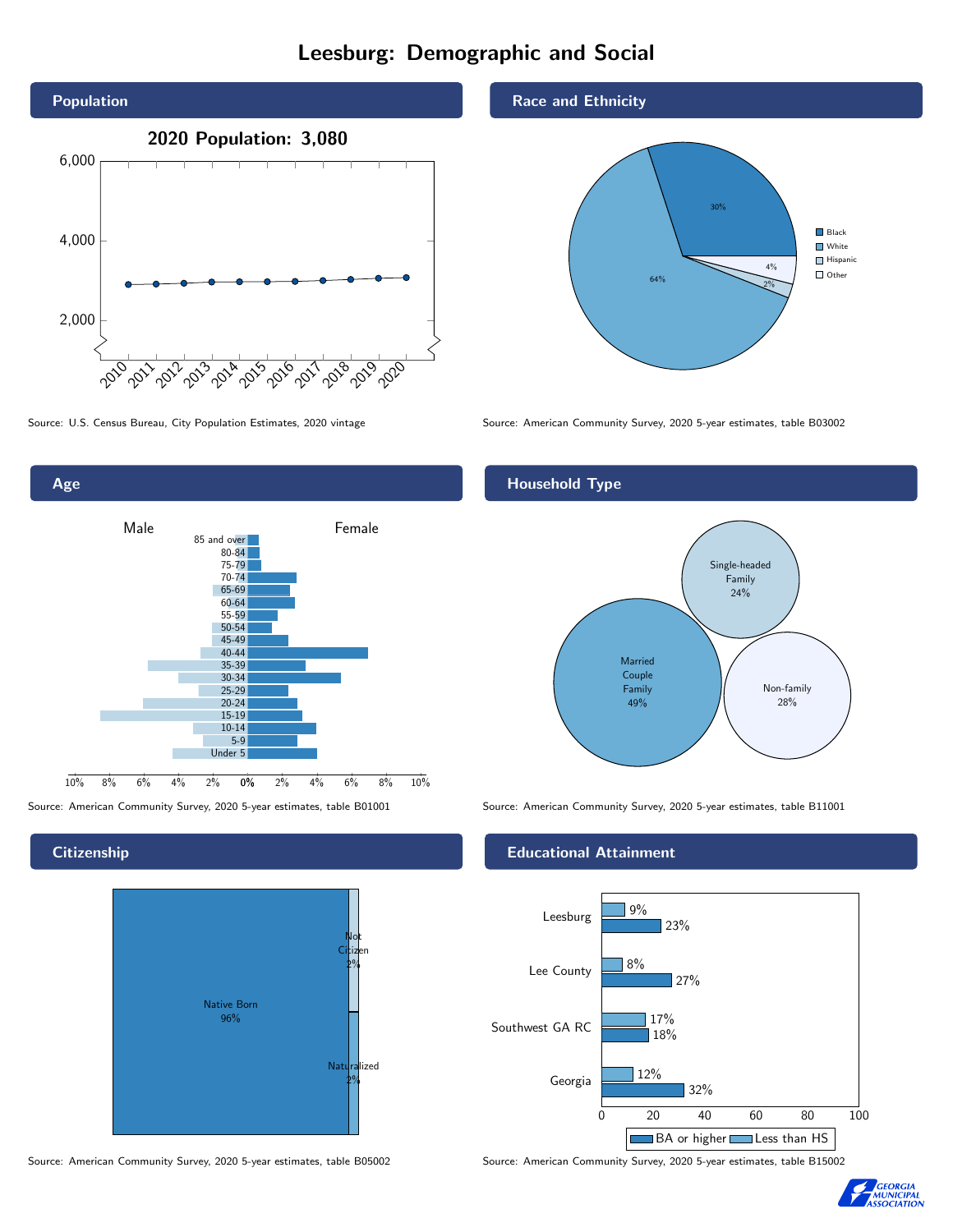# Leesburg: Demographic and Social

## Population

**2020 Population: 3,080**

Source: U.S. Census Bureau, City Population Estimates, 2020 vintage

## Race and Ethnicity

| Race/Ethnicity | Percent |
| --- | --- |
| Black | 30% |
| White | 64% |
| Hispanic | 2% |
| Other | 4% |

Source: American Community Survey, 2020 5-year estimates, table B03002

## Age

Male / Female

Age groups: 85 and over, 80-84, 75-79, 70-74, 65-69, 60-64, 55-59, 50-54, 45-49, 40-44, 35-39, 30-34, 25-29, 20-24, 15-19, 10-14, 5-9, Under 5

Source: American Community Survey, 2020 5-year estimates, table B01001

## Household Type

| Household Type | Percent |
| --- | --- |
| Married Couple Family | 49% |
| Single-headed Family | 24% |
| Non-family | 28% |

Source: American Community Survey, 2020 5-year estimates, table B11001

## Citizenship

| Citizenship | Percent |
| --- | --- |
| Native Born | 96% |
| Not Citizen | 2% |
| Naturalized | 2% |

Source: American Community Survey, 2020 5-year estimates, table B05002

## Educational Attainment

| Area | Less than HS | BA or higher |
| --- | --- | --- |
| Leesburg | 9% | 23% |
| Lee County | 8% | 27% |
| Southwest GA RC | 17% | 18% |
| Georgia | 12% | 32% |

Source: American Community Survey, 2020 5-year estimates, table B15002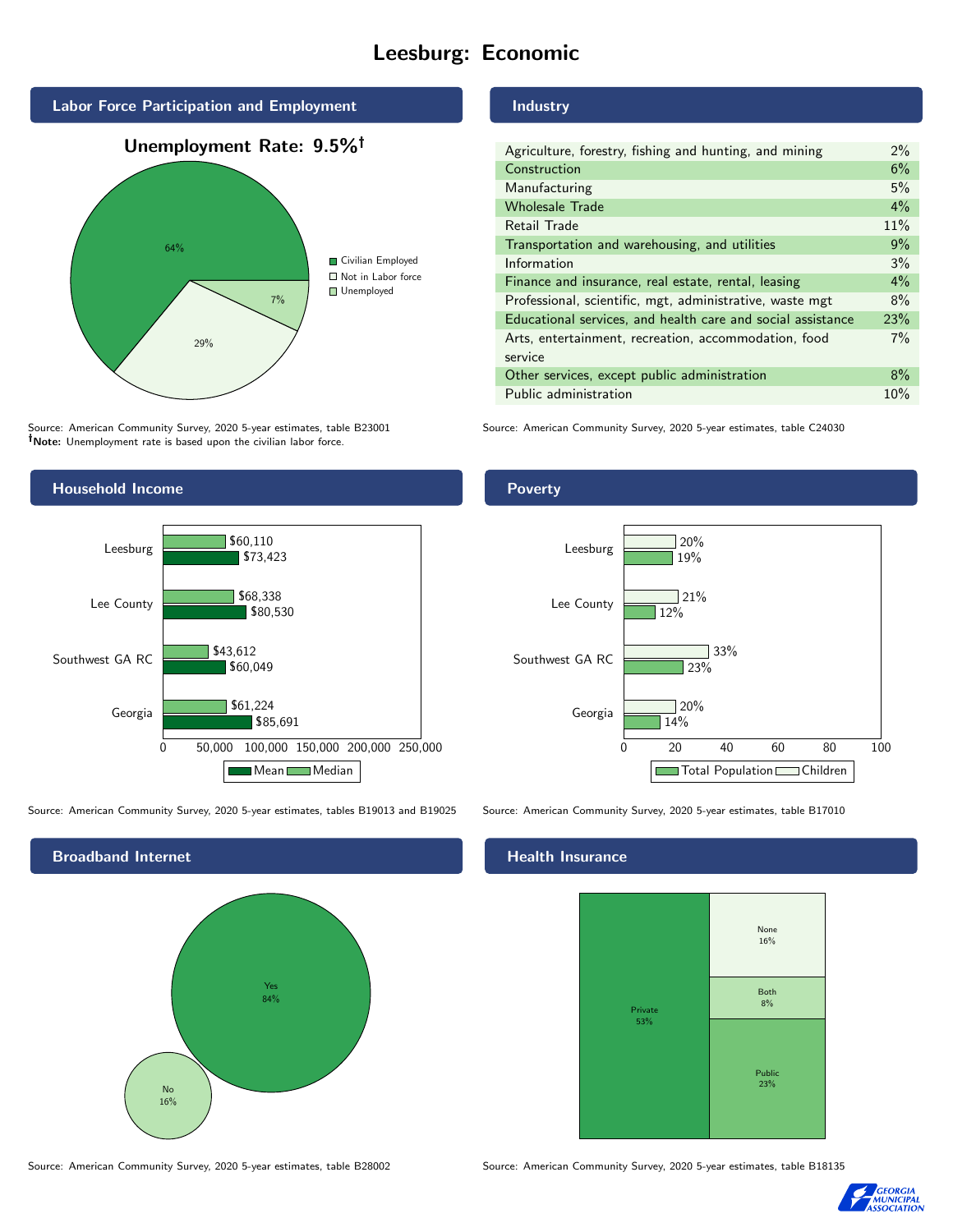# Leesburg: Economic

## Labor Force Participation and Employment

**Unemployment Rate: 9.5%†**

| Category | Percent |
|---|---|
| Civilian Employed | 64% |
| Not in Labor force | 29% |
| Unemployed | 7% |

Source: American Community Survey, 2020 5-year estimates, table B23001
**†Note:** Unemployment rate is based upon the civilian labor force.

## Industry

| Industry | Percent |
|---|---|
| Agriculture, forestry, fishing and hunting, and mining | 2% |
| Construction | 6% |
| Manufacturing | 5% |
| Wholesale Trade | 4% |
| Retail Trade | 11% |
| Transportation and warehousing, and utilities | 9% |
| Information | 3% |
| Finance and insurance, real estate, rental, leasing | 4% |
| Professional, scientific, mgt, administrative, waste mgt | 8% |
| Educational services, and health care and social assistance | 23% |
| Arts, entertainment, recreation, accommodation, food service | 7% |
| Other services, except public administration | 8% |
| Public administration | 10% |

Source: American Community Survey, 2020 5-year estimates, table C24030

## Household Income

| Area | Median | Mean |
|---|---|---|
| Leesburg | $60,110 | $73,423 |
| Lee County | $68,338 | $80,530 |
| Southwest GA RC | $43,612 | $60,049 |
| Georgia | $61,224 | $85,691 |

Source: American Community Survey, 2020 5-year estimates, tables B19013 and B19025

## Poverty

| Area | Children | Total Population |
|---|---|---|
| Leesburg | 20% | 19% |
| Lee County | 21% | 12% |
| Southwest GA RC | 33% | 23% |
| Georgia | 20% | 14% |

Source: American Community Survey, 2020 5-year estimates, table B17010

## Broadband Internet

| Response | Percent |
|---|---|
| Yes | 84% |
| No | 16% |

Source: American Community Survey, 2020 5-year estimates, table B28002

## Health Insurance

| Type | Percent |
|---|---|
| Private | 53% |
| None | 16% |
| Both | 8% |
| Public | 23% |

Source: American Community Survey, 2020 5-year estimates, table B18135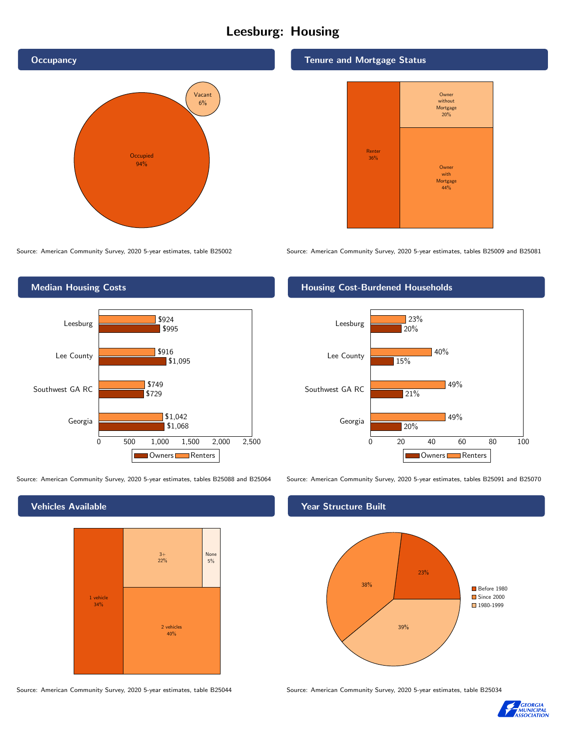# Leesburg: Housing

## Occupancy

Vacant
6%

Occupied
94%

Source: American Community Survey, 2020 5-year estimates, table B25002

## Tenure and Mortgage Status

Renter
36%

Owner without Mortgage
20%

Owner with Mortgage
44%

Source: American Community Survey, 2020 5-year estimates, tables B25009 and B25081

## Median Housing Costs

Leesburg
$924
$995

Lee County
$916
$1,095

Southwest GA RC
$749
$729

Georgia
$1,042
$1,068

0 500 1,000 1,500 2,000 2,500

Owners Renters

Source: American Community Survey, 2020 5-year estimates, tables B25088 and B25064

## Housing Cost-Burdened Households

Leesburg
23%
20%

Lee County
40%
15%

Southwest GA RC
49%
21%

Georgia
49%
20%

0 20 40 60 80 100

Owners Renters

Source: American Community Survey, 2020 5-year estimates, tables B25091 and B25070

## Vehicles Available

1 vehicle
34%

3+
22%

None
5%

2 vehicles
40%

Source: American Community Survey, 2020 5-year estimates, table B25044

## Year Structure Built

23%

38%

39%

Before 1980
Since 2000
1980-1999

Source: American Community Survey, 2020 5-year estimates, table B25034